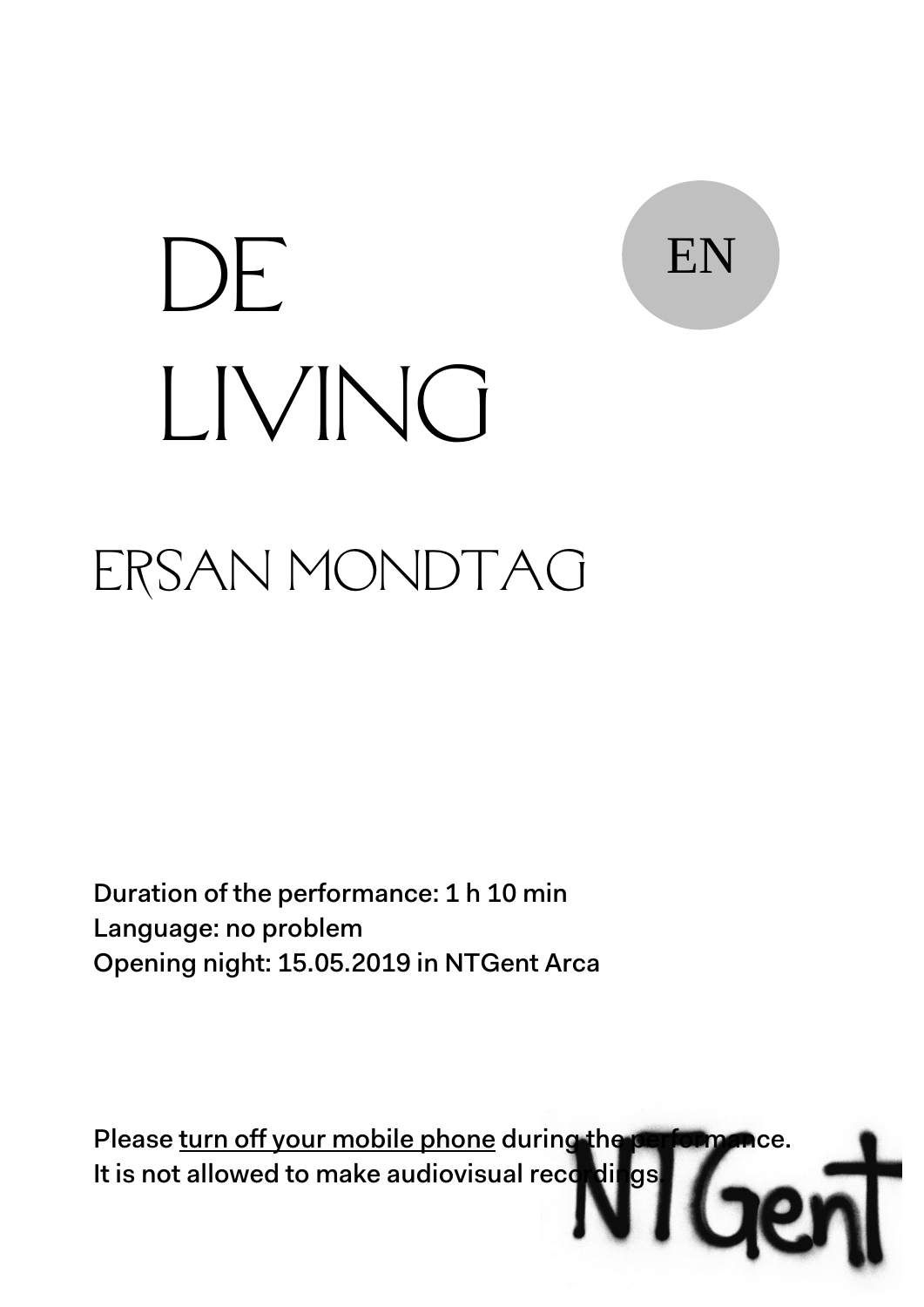# DE LIVING

EN

## ERSAN MONDTAG

Duration of the performance: 1 h 10 min
Language: no problem
Opening night: 15.05.2019 in NTGent Arca

Please turn off your mobile phone during the performance.
It is not allowed to make audiovisual recordings.

NTGent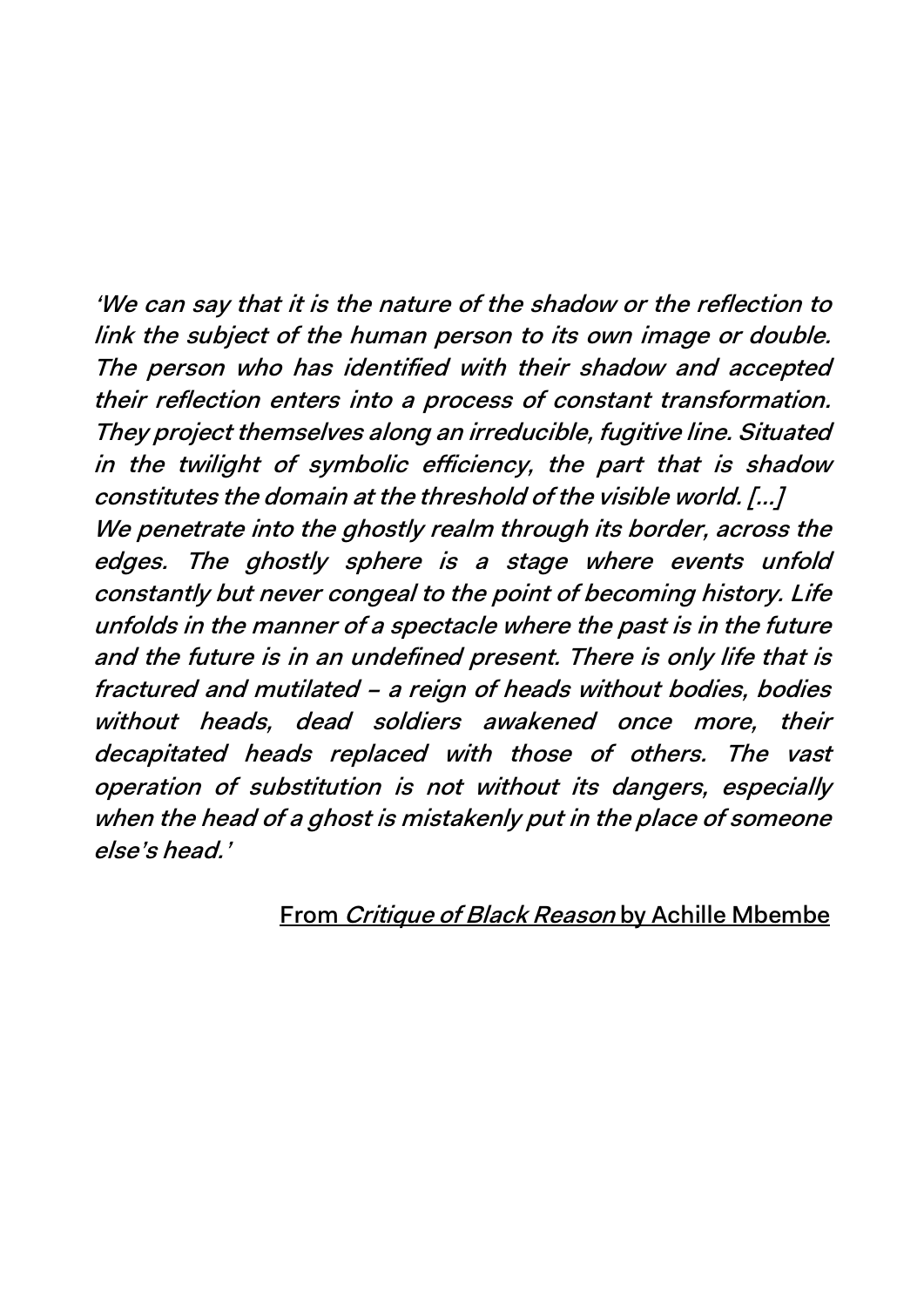*'We can say that it is the nature of the shadow or the reflection to link the subject of the human person to its own image or double. The person who has identified with their shadow and accepted their reflection enters into a process of constant transformation. They project themselves along an irreducible, fugitive line. Situated in the twilight of symbolic efficiency, the part that is shadow constitutes the domain at the threshold of the visible world. [...]*
*We penetrate into the ghostly realm through its border, across the edges. The ghostly sphere is a stage where events unfold constantly but never congeal to the point of becoming history. Life unfolds in the manner of a spectacle where the past is in the future and the future is in an undefined present. There is only life that is fractured and mutilated – a reign of heads without bodies, bodies without heads, dead soldiers awakened once more, their decapitated heads replaced with those of others. The vast operation of substitution is not without its dangers, especially when the head of a ghost is mistakenly put in the place of someone else's head.'*

From *Critique of Black Reason* by Achille Mbembe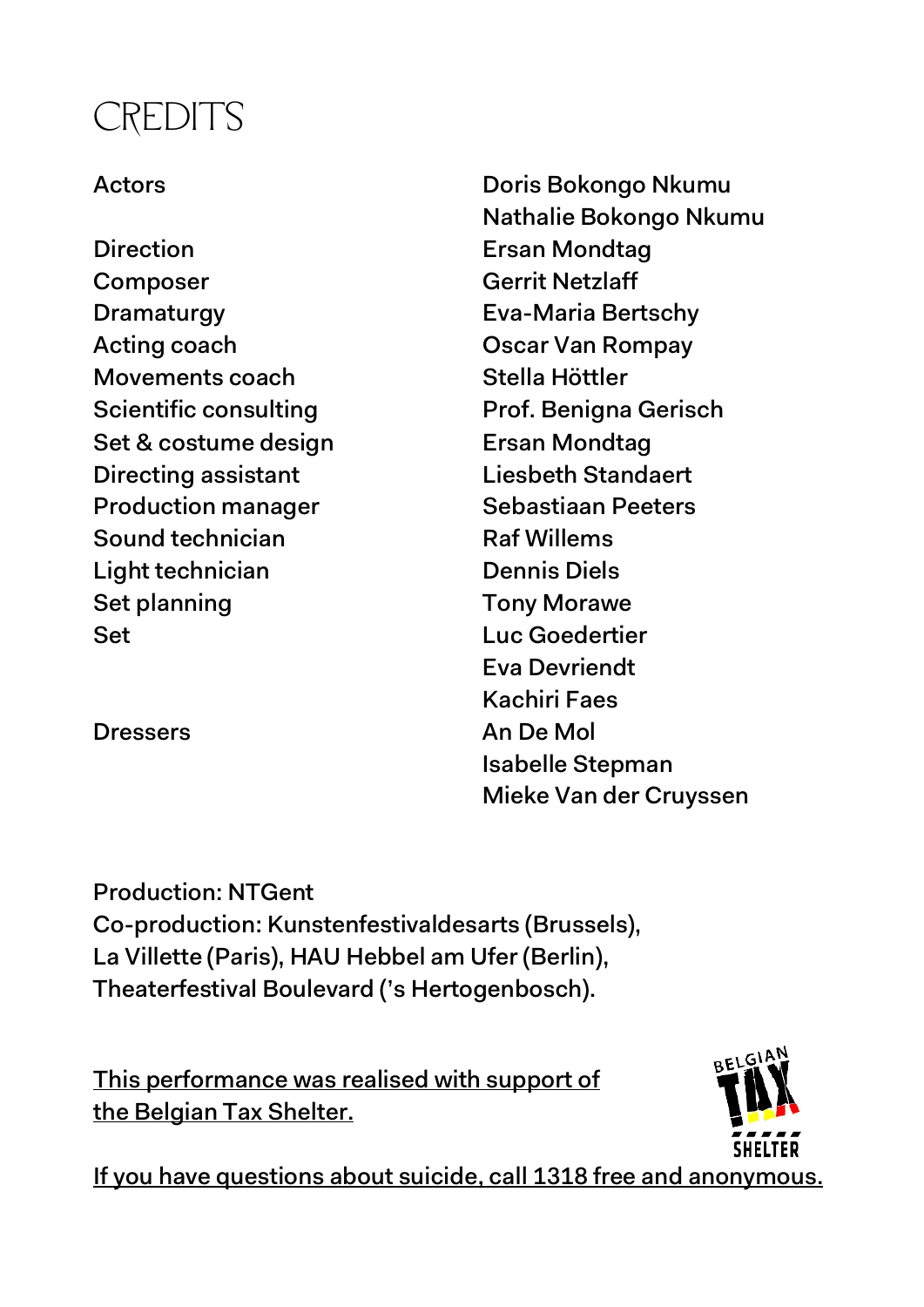# CREDITS

| | |
|---|---|
| Actors | Doris Bokongo Nkumu |
| | Nathalie Bokongo Nkumu |
| Direction | Ersan Mondtag |
| Composer | Gerrit Netzlaff |
| Dramaturgy | Eva-Maria Bertschy |
| Acting coach | Oscar Van Rompay |
| Movements coach | Stella Höttler |
| Scientific consulting | Prof. Benigna Gerisch |
| Set & costume design | Ersan Mondtag |
| Directing assistant | Liesbeth Standaert |
| Production manager | Sebastiaan Peeters |
| Sound technician | Raf Willems |
| Light technician | Dennis Diels |
| Set planning | Tony Morawe |
| Set | Luc Goedertier |
| | Eva Devriendt |
| | Kachiri Faes |
| Dressers | An De Mol |
| | Isabelle Stepman |
| | Mieke Van der Cruyssen |

Production: NTGent
Co-production: Kunstenfestivaldesarts (Brussels), La Villette (Paris), HAU Hebbel am Ufer (Berlin), Theaterfestival Boulevard ('s Hertogenbosch).

This performance was realised with support of the Belgian Tax Shelter.

BELGIAN TAX SHELTER

If you have questions about suicide, call 1318 free and anonymous.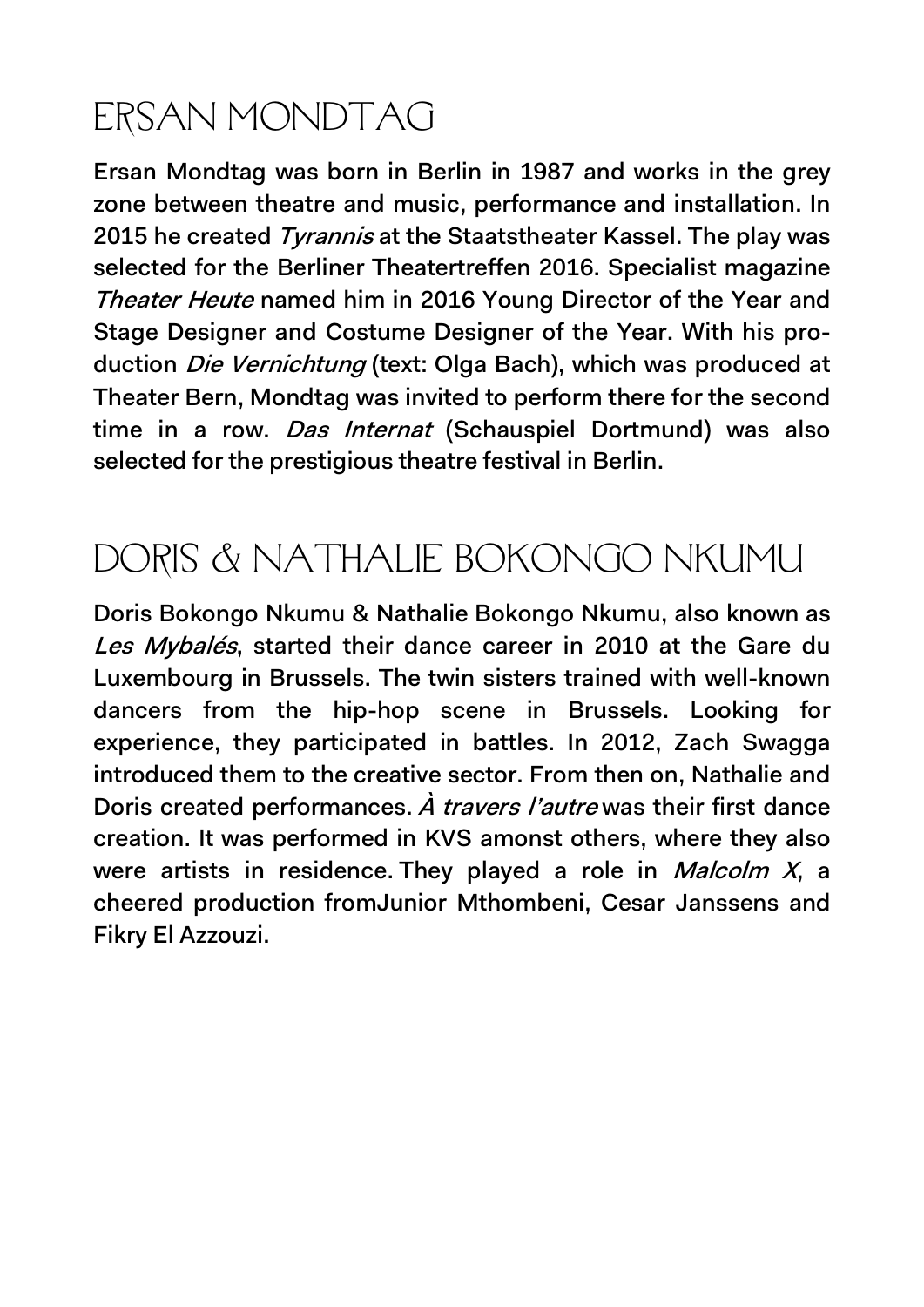# ERSAN MONDTAG

Ersan Mondtag was born in Berlin in 1987 and works in the grey zone between theatre and music, performance and installation. In 2015 he created *Tyrannis* at the Staatstheater Kassel. The play was selected for the Berliner Theatertreffen 2016. Specialist magazine *Theater Heute* named him in 2016 Young Director of the Year and Stage Designer and Costume Designer of the Year. With his production *Die Vernichtung* (text: Olga Bach), which was produced at Theater Bern, Mondtag was invited to perform there for the second time in a row. *Das Internat* (Schauspiel Dortmund) was also selected for the prestigious theatre festival in Berlin.

# DORIS & NATHALIE BOKONGO NKUMU

Doris Bokongo Nkumu & Nathalie Bokongo Nkumu, also known as *Les Mybalés*, started their dance career in 2010 at the Gare du Luxembourg in Brussels. The twin sisters trained with well-known dancers from the hip-hop scene in Brussels. Looking for experience, they participated in battles. In 2012, Zach Swagga introduced them to the creative sector. From then on, Nathalie and Doris created performances. *À travers l'autre* was their first dance creation. It was performed in KVS amonst others, where they also were artists in residence. They played a role in *Malcolm X*, a cheered production fromJunior Mthombeni, Cesar Janssens and Fikry El Azzouzi.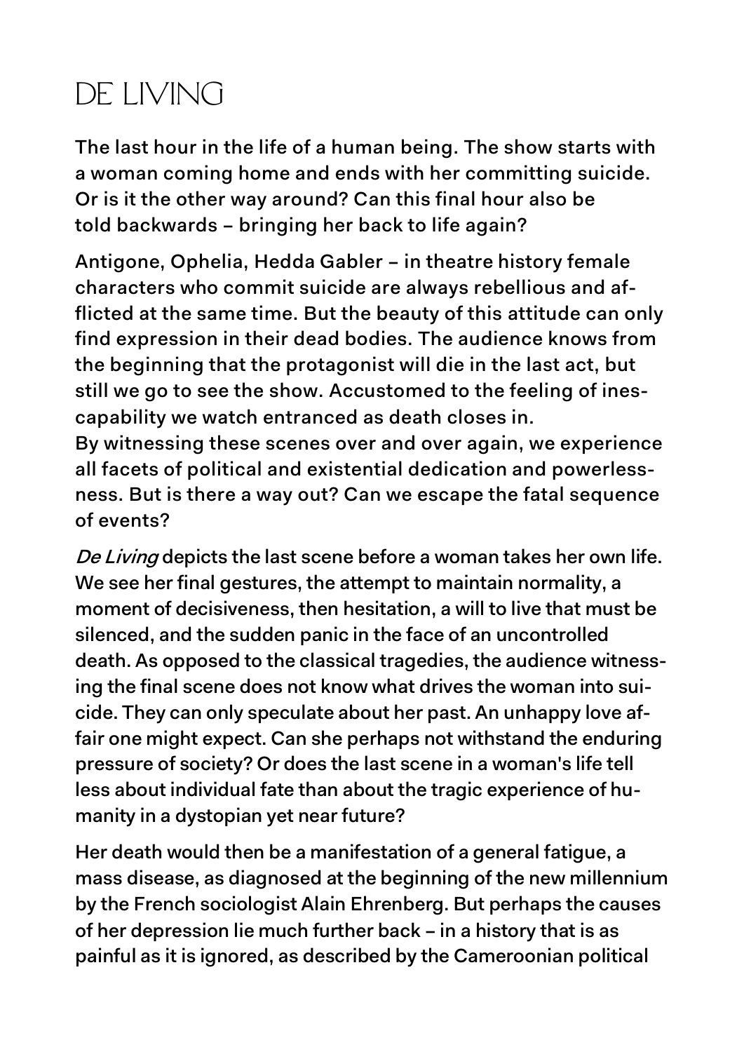# DE LIVING

The last hour in the life of a human being. The show starts with a woman coming home and ends with her committing suicide. Or is it the other way around? Can this final hour also be told backwards – bringing her back to life again?

Antigone, Ophelia, Hedda Gabler – in theatre history female characters who commit suicide are always rebellious and afflicted at the same time. But the beauty of this attitude can only find expression in their dead bodies. The audience knows from the beginning that the protagonist will die in the last act, but still we go to see the show. Accustomed to the feeling of inescapability we watch entranced as death closes in.
By witnessing these scenes over and over again, we experience all facets of political and existential dedication and powerlessness. But is there a way out? Can we escape the fatal sequence of events?

*De Living* depicts the last scene before a woman takes her own life. We see her final gestures, the attempt to maintain normality, a moment of decisiveness, then hesitation, a will to live that must be silenced, and the sudden panic in the face of an uncontrolled death. As opposed to the classical tragedies, the audience witnessing the final scene does not know what drives the woman into suicide. They can only speculate about her past. An unhappy love affair one might expect. Can she perhaps not withstand the enduring pressure of society? Or does the last scene in a woman's life tell less about individual fate than about the tragic experience of humanity in a dystopian yet near future?

Her death would then be a manifestation of a general fatigue, a mass disease, as diagnosed at the beginning of the new millennium by the French sociologist Alain Ehrenberg. But perhaps the causes of her depression lie much further back – in a history that is as painful as it is ignored, as described by the Cameroonian political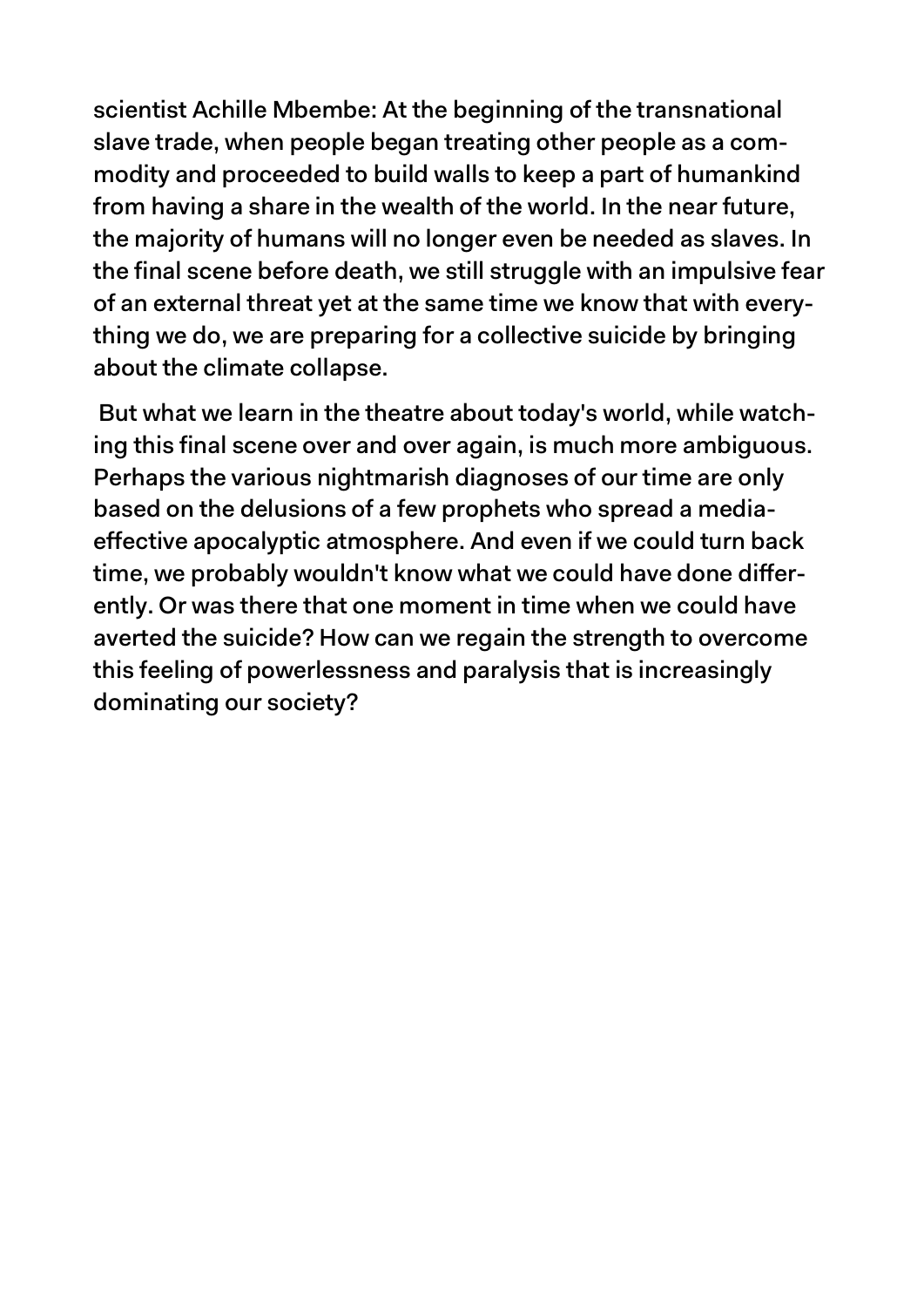scientist Achille Mbembe: At the beginning of the transnational slave trade, when people began treating other people as a commodity and proceeded to build walls to keep a part of humankind from having a share in the wealth of the world. In the near future, the majority of humans will no longer even be needed as slaves. In the final scene before death, we still struggle with an impulsive fear of an external threat yet at the same time we know that with everything we do, we are preparing for a collective suicide by bringing about the climate collapse.

But what we learn in the theatre about today's world, while watching this final scene over and over again, is much more ambiguous. Perhaps the various nightmarish diagnoses of our time are only based on the delusions of a few prophets who spread a media-effective apocalyptic atmosphere. And even if we could turn back time, we probably wouldn't know what we could have done differently. Or was there that one moment in time when we could have averted the suicide? How can we regain the strength to overcome this feeling of powerlessness and paralysis that is increasingly dominating our society?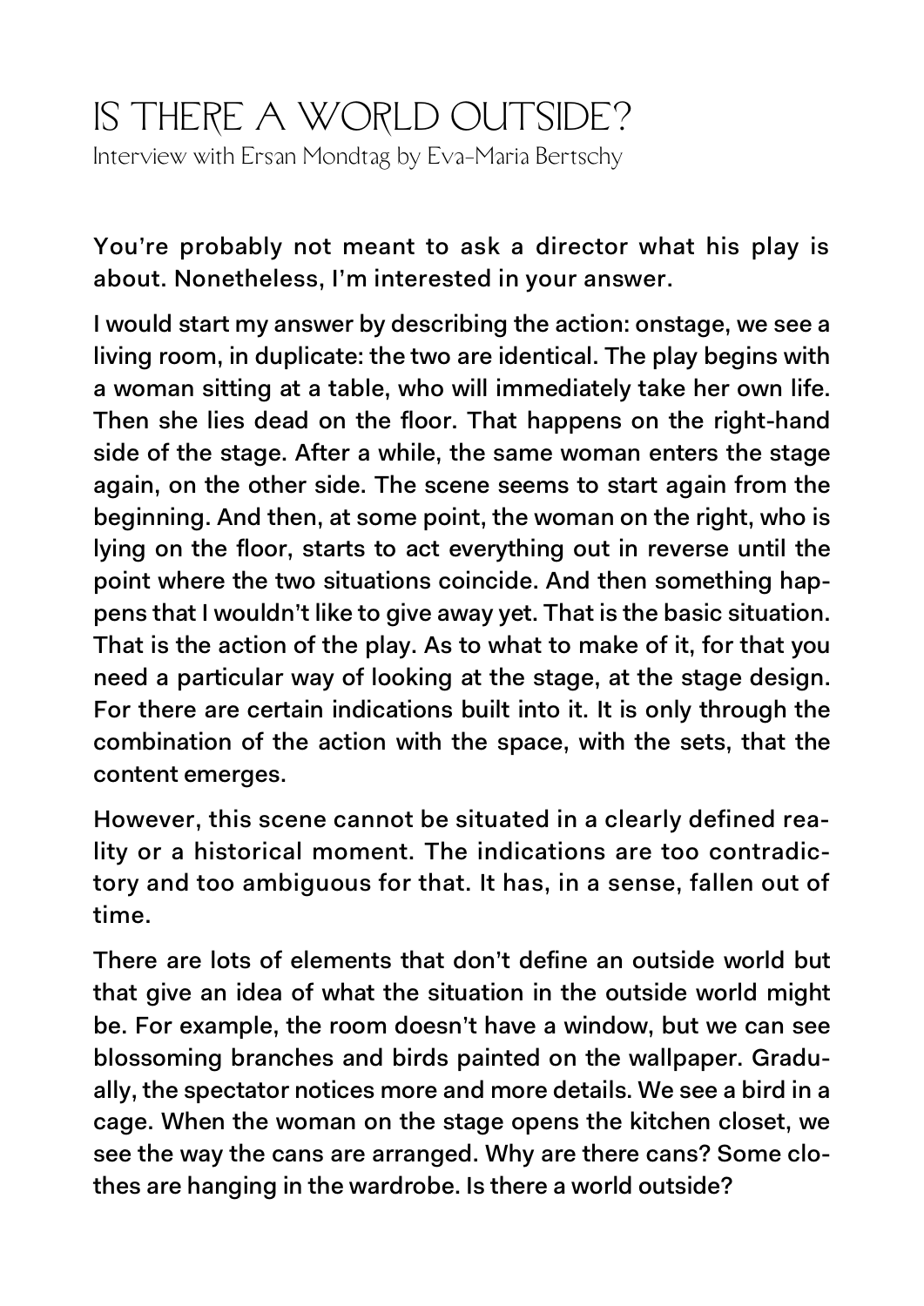# IS THERE A WORLD OUTSIDE?

Interview with Ersan Mondtag by Eva-Maria Bertschy

**You're probably not meant to ask a director what his play is about. Nonetheless, I'm interested in your answer.**

I would start my answer by describing the action: onstage, we see a living room, in duplicate: the two are identical. The play begins with a woman sitting at a table, who will immediately take her own life. Then she lies dead on the floor. That happens on the right-hand side of the stage. After a while, the same woman enters the stage again, on the other side. The scene seems to start again from the beginning. And then, at some point, the woman on the right, who is lying on the floor, starts to act everything out in reverse until the point where the two situations coincide. And then something happens that I wouldn't like to give away yet. That is the basic situation. That is the action of the play. As to what to make of it, for that you need a particular way of looking at the stage, at the stage design. For there are certain indications built into it. It is only through the combination of the action with the space, with the sets, that the content emerges.

**However, this scene cannot be situated in a clearly defined reality or a historical moment. The indications are too contradictory and too ambiguous for that. It has, in a sense, fallen out of time.**

There are lots of elements that don't define an outside world but that give an idea of what the situation in the outside world might be. For example, the room doesn't have a window, but we can see blossoming branches and birds painted on the wallpaper. Gradually, the spectator notices more and more details. We see a bird in a cage. When the woman on the stage opens the kitchen closet, we see the way the cans are arranged. Why are there cans? Some clothes are hanging in the wardrobe. Is there a world outside?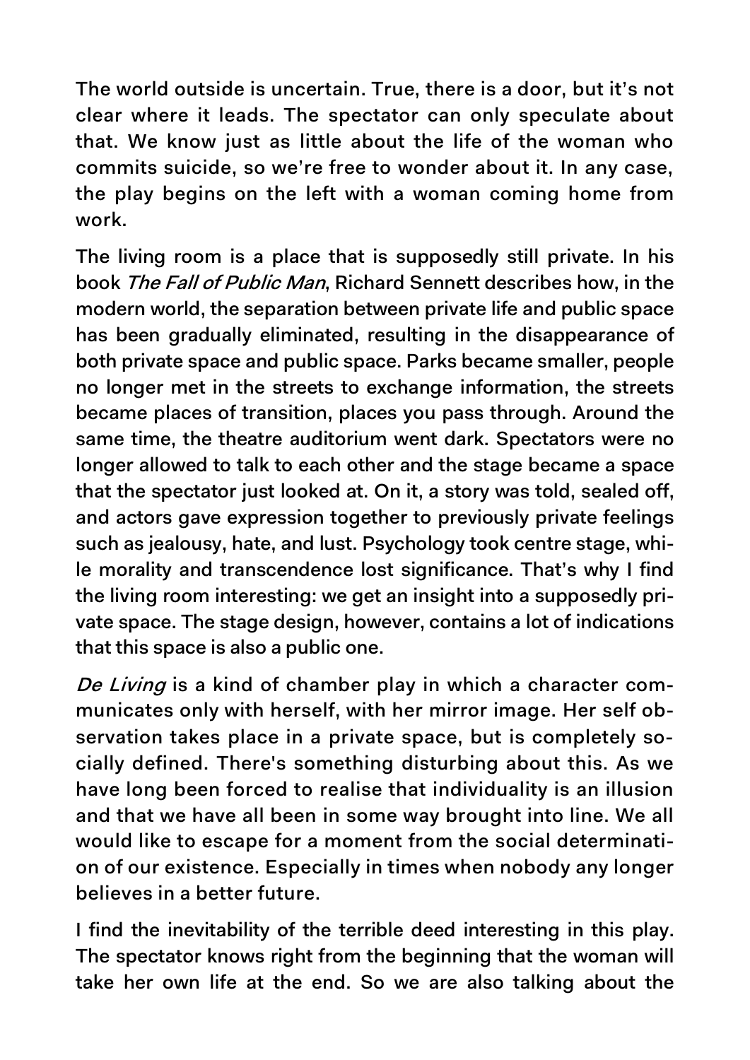The world outside is uncertain. True, there is a door, but it's not clear where it leads. The spectator can only speculate about that. We know just as little about the life of the woman who commits suicide, so we're free to wonder about it. In any case, the play begins on the left with a woman coming home from work.

The living room is a place that is supposedly still private. In his book *The Fall of Public Man*, Richard Sennett describes how, in the modern world, the separation between private life and public space has been gradually eliminated, resulting in the disappearance of both private space and public space. Parks became smaller, people no longer met in the streets to exchange information, the streets became places of transition, places you pass through. Around the same time, the theatre auditorium went dark. Spectators were no longer allowed to talk to each other and the stage became a space that the spectator just looked at. On it, a story was told, sealed off, and actors gave expression together to previously private feelings such as jealousy, hate, and lust. Psychology took centre stage, while morality and transcendence lost significance. That's why I find the living room interesting: we get an insight into a supposedly private space. The stage design, however, contains a lot of indications that this space is also a public one.

*De Living* is a kind of chamber play in which a character communicates only with herself, with her mirror image. Her self observation takes place in a private space, but is completely socially defined. There's something disturbing about this. As we have long been forced to realise that individuality is an illusion and that we have all been in some way brought into line. We all would like to escape for a moment from the social determination of our existence. Especially in times when nobody any longer believes in a better future.

I find the inevitability of the terrible deed interesting in this play. The spectator knows right from the beginning that the woman will take her own life at the end. So we are also talking about the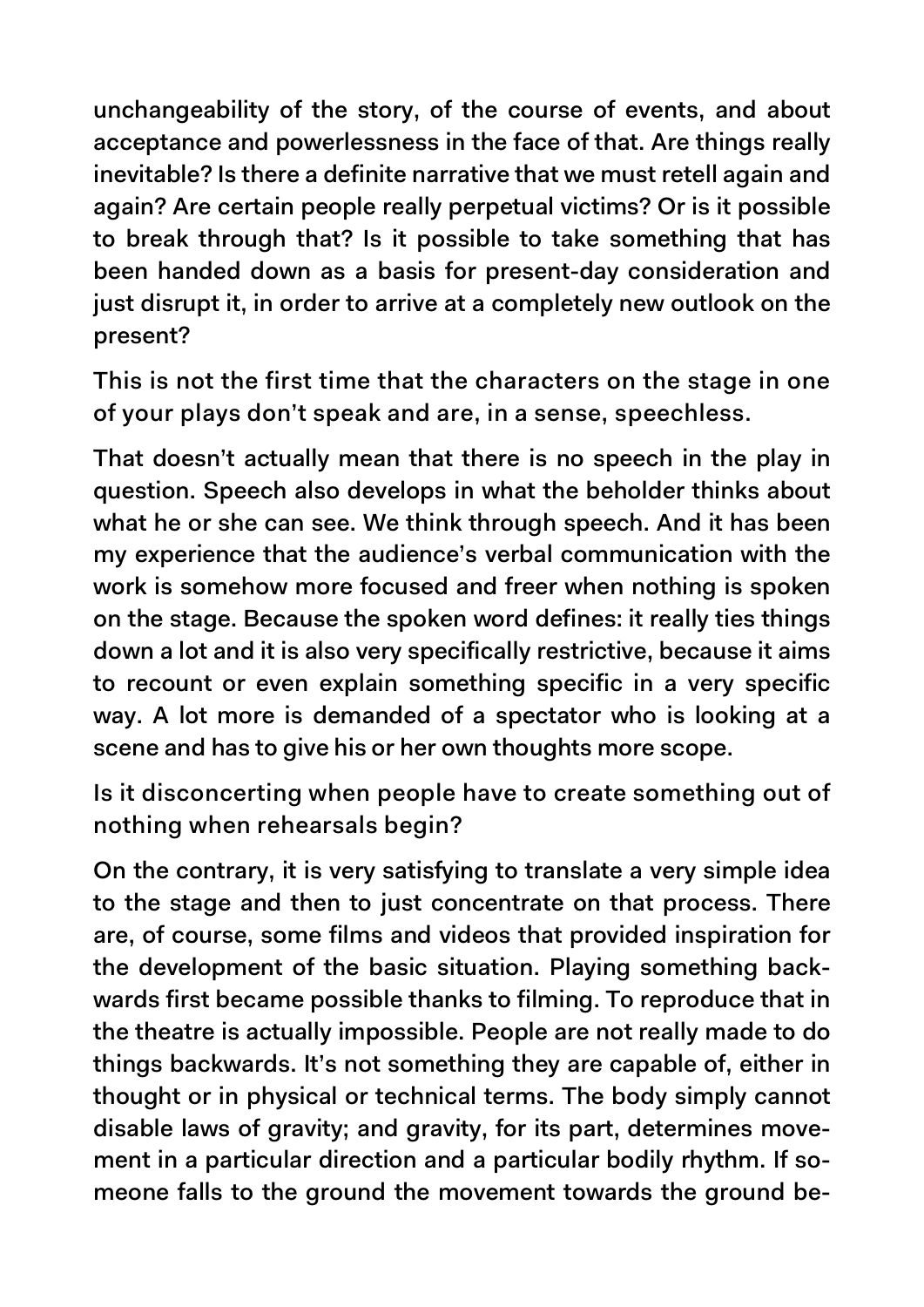unchangeability of the story, of the course of events, and about acceptance and powerlessness in the face of that. Are things really inevitable? Is there a definite narrative that we must retell again and again? Are certain people really perpetual victims? Or is it possible to break through that? Is it possible to take something that has been handed down as a basis for present-day consideration and just disrupt it, in order to arrive at a completely new outlook on the present?

This is not the first time that the characters on the stage in one of your plays don't speak and are, in a sense, speechless.

That doesn't actually mean that there is no speech in the play in question. Speech also develops in what the beholder thinks about what he or she can see. We think through speech. And it has been my experience that the audience's verbal communication with the work is somehow more focused and freer when nothing is spoken on the stage. Because the spoken word defines: it really ties things down a lot and it is also very specifically restrictive, because it aims to recount or even explain something specific in a very specific way. A lot more is demanded of a spectator who is looking at a scene and has to give his or her own thoughts more scope.

Is it disconcerting when people have to create something out of nothing when rehearsals begin?

On the contrary, it is very satisfying to translate a very simple idea to the stage and then to just concentrate on that process. There are, of course, some films and videos that provided inspiration for the development of the basic situation. Playing something backwards first became possible thanks to filming. To reproduce that in the theatre is actually impossible. People are not really made to do things backwards. It's not something they are capable of, either in thought or in physical or technical terms. The body simply cannot disable laws of gravity; and gravity, for its part, determines movement in a particular direction and a particular bodily rhythm. If someone falls to the ground the movement towards the ground be-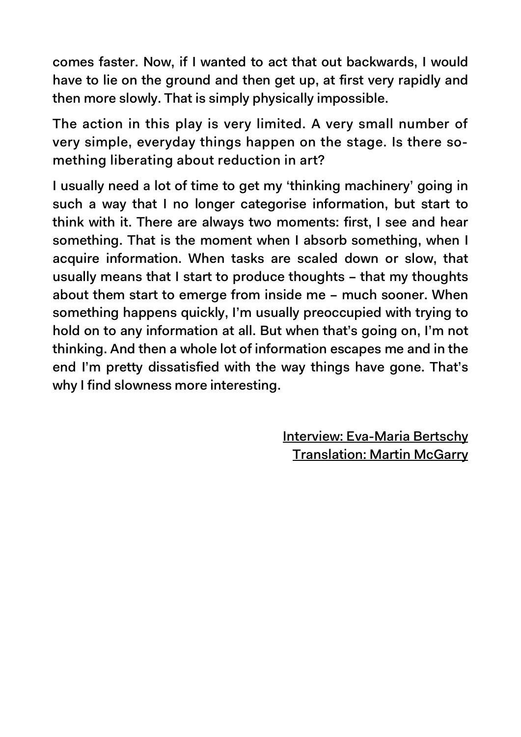comes faster. Now, if I wanted to act that out backwards, I would have to lie on the ground and then get up, at first very rapidly and then more slowly. That is simply physically impossible.

**The action in this play is very limited. A very small number of very simple, everyday things happen on the stage. Is there something liberating about reduction in art?**

I usually need a lot of time to get my 'thinking machinery' going in such a way that I no longer categorise information, but start to think with it. There are always two moments: first, I see and hear something. That is the moment when I absorb something, when I acquire information. When tasks are scaled down or slow, that usually means that I start to produce thoughts – that my thoughts about them start to emerge from inside me – much sooner. When something happens quickly, I'm usually preoccupied with trying to hold on to any information at all. But when that's going on, I'm not thinking. And then a whole lot of information escapes me and in the end I'm pretty dissatisfied with the way things have gone. That's why I find slowness more interesting.

Interview: Eva-Maria Bertschy
Translation: Martin McGarry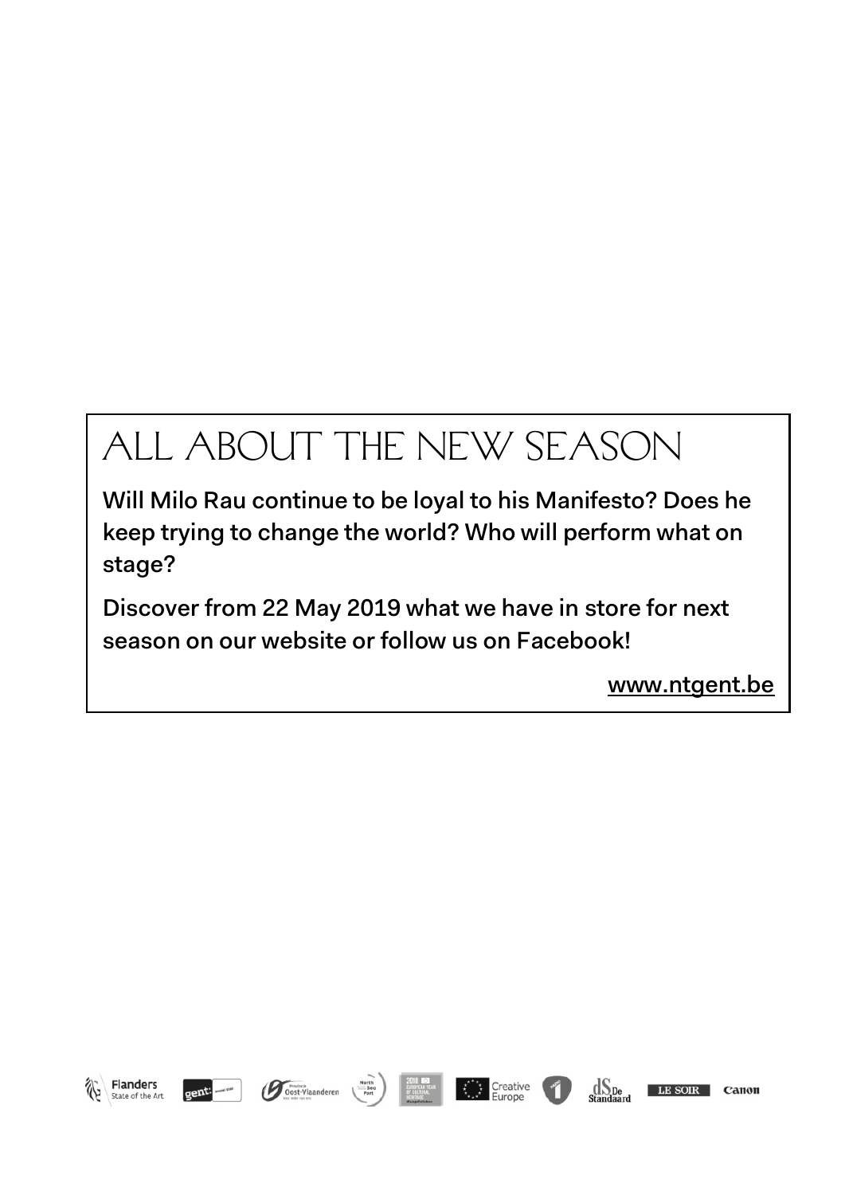# ALL ABOUT THE NEW SEASON

**Will Milo Rau continue to be loyal to his Manifesto? Does he keep trying to change the world? Who will perform what on stage?**

**Discover from 22 May 2019 what we have in store for next season on our website or follow us on Facebook!**

**www.ntgent.be**